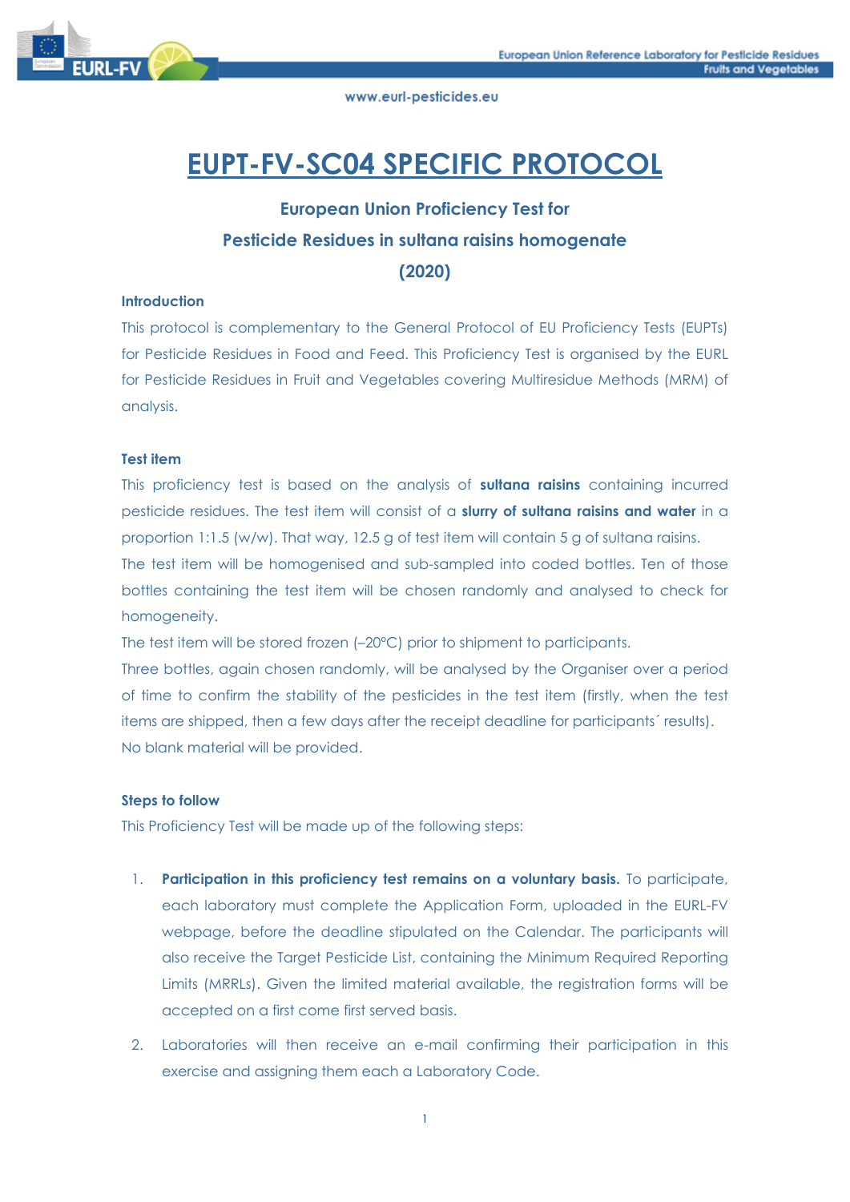# EUPT-FV-SC04 SPECIFIC PROTOCOL

**European Union Proficiency Test for**

**Pesticide Residues in sultana raisins homogenate**

**(2020)**

### Introduction

This protocol is complementary to the General Protocol of EU Proficiency Tests (EUPTs) for Pesticide Residues in Food and Feed. This Proficiency Test is organised by the EURL for Pesticide Residues in Fruit and Vegetables covering Multiresidue Methods (MRM) of analysis.

### Test item

This proficiency test is based on the analysis of **sultana raisins** containing incurred pesticide residues. The test item will consist of a **slurry of sultana raisins and water** in a proportion 1:1.5 (w/w). That way, 12.5 g of test item will contain 5 g of sultana raisins.

The test item will be homogenised and sub-sampled into coded bottles. Ten of those bottles containing the test item will be chosen randomly and analysed to check for homogeneity.

The test item will be stored frozen (–20ºC) prior to shipment to participants.

Three bottles, again chosen randomly, will be analysed by the Organiser over a period of time to confirm the stability of the pesticides in the test item (firstly, when the test items are shipped, then a few days after the receipt deadline for participants´ results).

No blank material will be provided.

### Steps to follow

This Proficiency Test will be made up of the following steps:

1. **Participation in this proficiency test remains on a voluntary basis.** To participate, each laboratory must complete the Application Form, uploaded in the EURL-FV webpage, before the deadline stipulated on the Calendar. The participants will also receive the Target Pesticide List, containing the Minimum Required Reporting Limits (MRRLs). Given the limited material available, the registration forms will be accepted on a first come first served basis.
2. Laboratories will then receive an e-mail confirming their participation in this exercise and assigning them each a Laboratory Code.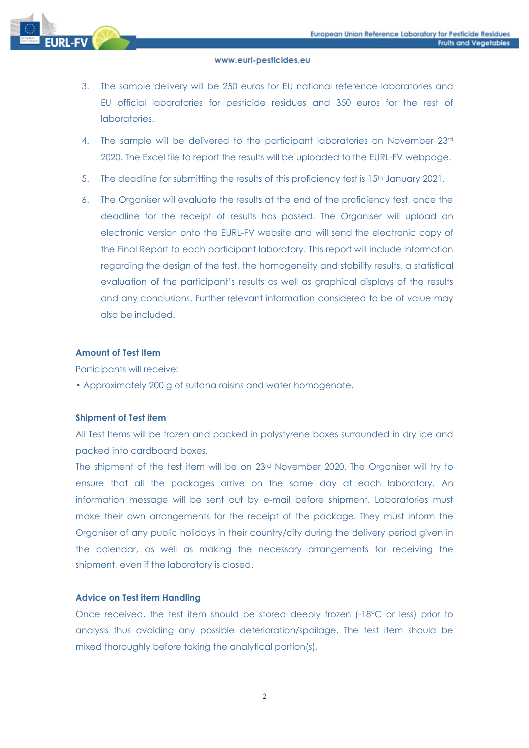3. The sample delivery will be 250 euros for EU national reference laboratories and EU official laboratories for pesticide residues and 350 euros for the rest of laboratories.
4. The sample will be delivered to the participant laboratories on November 23rd 2020. The Excel file to report the results will be uploaded to the EURL-FV webpage.
5. The deadline for submitting the results of this proficiency test is 15th January 2021.
6. The Organiser will evaluate the results at the end of the proficiency test, once the deadline for the receipt of results has passed. The Organiser will upload an electronic version onto the EURL-FV website and will send the electronic copy of the Final Report to each participant laboratory. This report will include information regarding the design of the test, the homogeneity and stability results, a statistical evaluation of the participant's results as well as graphical displays of the results and any conclusions. Further relevant information considered to be of value may also be included.

### Amount of Test Item

Participants will receive:

• Approximately 200 g of sultana raisins and water homogenate.

### Shipment of Test item

All Test Items will be frozen and packed in polystyrene boxes surrounded in dry ice and packed into cardboard boxes.

The shipment of the test item will be on 23rd November 2020. The Organiser will try to ensure that all the packages arrive on the same day at each laboratory. An information message will be sent out by e-mail before shipment. Laboratories must make their own arrangements for the receipt of the package. They must inform the Organiser of any public holidays in their country/city during the delivery period given in the calendar, as well as making the necessary arrangements for receiving the shipment, even if the laboratory is closed.

### Advice on Test item Handling

Once received, the test item should be stored deeply frozen (-18°C or less) prior to analysis thus avoiding any possible deterioration/spoilage. The test item should be mixed thoroughly before taking the analytical portion(s).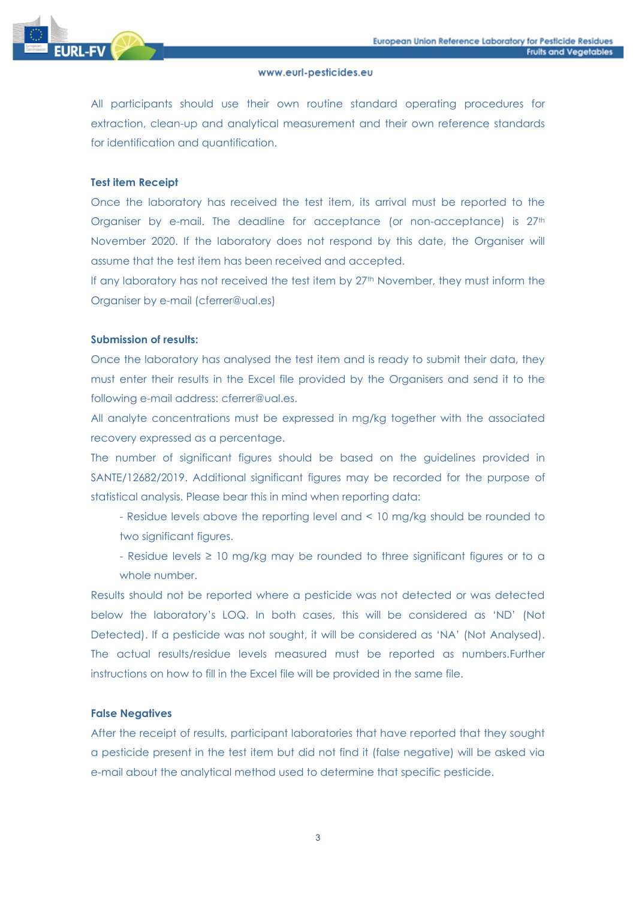All participants should use their own routine standard operating procedures for extraction, clean-up and analytical measurement and their own reference standards for identification and quantification.

**Test item Receipt**

Once the laboratory has received the test item, its arrival must be reported to the Organiser by e-mail. The deadline for acceptance (or non-acceptance) is 27th November 2020. If the laboratory does not respond by this date, the Organiser will assume that the test item has been received and accepted.

If any laboratory has not received the test item by 27th November, they must inform the Organiser by e-mail (cferrer@ual.es)

**Submission of results:**

Once the laboratory has analysed the test item and is ready to submit their data, they must enter their results in the Excel file provided by the Organisers and send it to the following e-mail address: cferrer@ual.es.

All analyte concentrations must be expressed in mg/kg together with the associated recovery expressed as a percentage.

The number of significant figures should be based on the guidelines provided in SANTE/12682/2019. Additional significant figures may be recorded for the purpose of statistical analysis. Please bear this in mind when reporting data:

- Residue levels above the reporting level and < 10 mg/kg should be rounded to two significant figures.
- Residue levels ≥ 10 mg/kg may be rounded to three significant figures or to a whole number.

Results should not be reported where a pesticide was not detected or was detected below the laboratory's LOQ. In both cases, this will be considered as 'ND' (Not Detected). If a pesticide was not sought, it will be considered as 'NA' (Not Analysed). The actual results/residue levels measured must be reported as numbers.Further instructions on how to fill in the Excel file will be provided in the same file.

**False Negatives**

After the receipt of results, participant laboratories that have reported that they sought a pesticide present in the test item but did not find it (false negative) will be asked via e-mail about the analytical method used to determine that specific pesticide.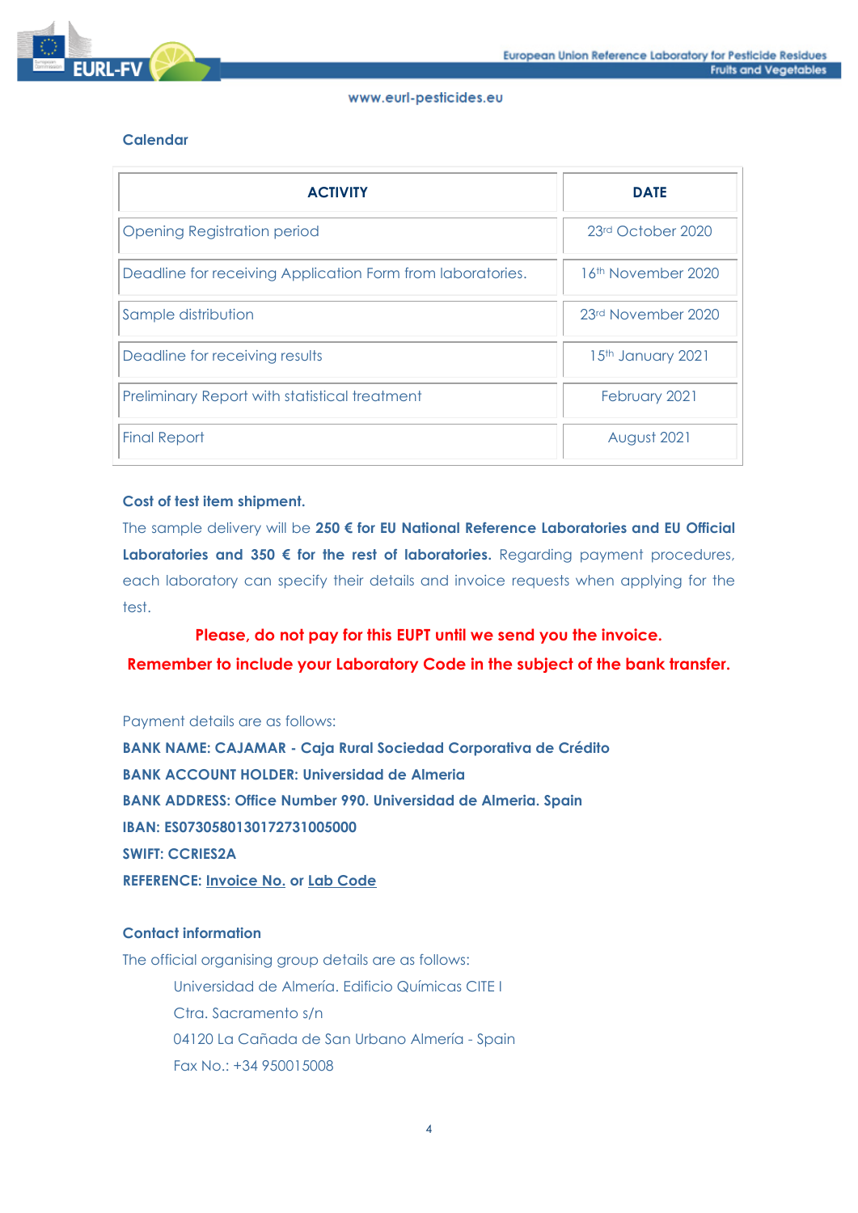### Calendar

| ACTIVITY | DATE |
|---|---|
| Opening Registration period | 23rd October 2020 |
| Deadline for receiving Application Form from laboratories. | 16th November 2020 |
| Sample distribution | 23rd November 2020 |
| Deadline for receiving results | 15th January 2021 |
| Preliminary Report with statistical treatment | February 2021 |
| Final Report | August 2021 |

### Cost of test item shipment.

The sample delivery will be **250 € for EU National Reference Laboratories and EU Official Laboratories and 350 € for the rest of laboratories.** Regarding payment procedures, each laboratory can specify their details and invoice requests when applying for the test.

**Please, do not pay for this EUPT until we send you the invoice.**

**Remember to include your Laboratory Code in the subject of the bank transfer.**

Payment details are as follows:

**BANK NAME: CAJAMAR - Caja Rural Sociedad Corporativa de Crédito**
**BANK ACCOUNT HOLDER: Universidad de Almeria**
**BANK ADDRESS: Office Number 990. Universidad de Almeria. Spain**
**IBAN: ES0730580130172731005000**
**SWIFT: CCRIES2A**
**REFERENCE: Invoice No. or Lab Code**

### Contact information

The official organising group details are as follows:

Universidad de Almería. Edificio Químicas CITE I
Ctra. Sacramento s/n
04120 La Cañada de San Urbano Almería - Spain
Fax No.: +34 950015008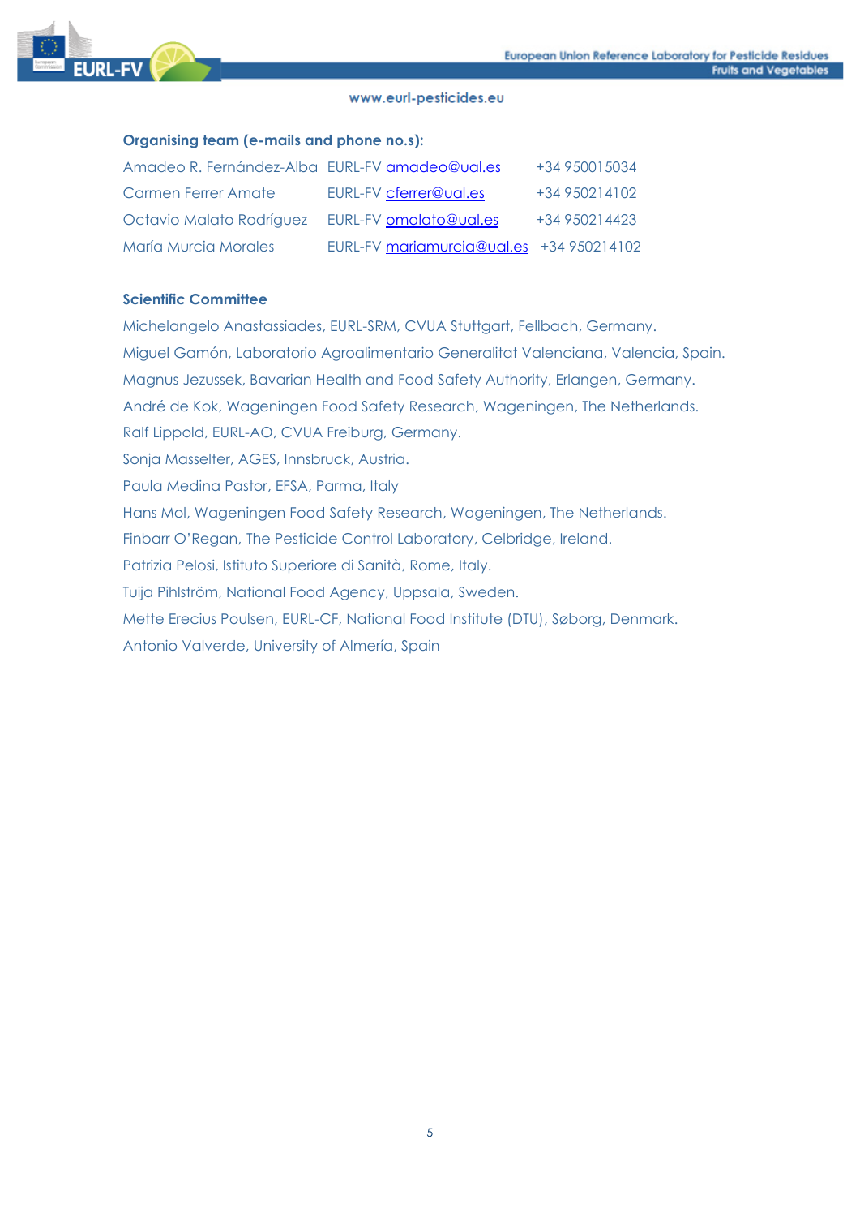**Organising team (e-mails and phone no.s):**

| | | | |
|---|---|---|---|
| Amadeo R. Fernández-Alba | EURL-FV | amadeo@ual.es | +34 950015034 |
| Carmen Ferrer Amate | EURL-FV | cferrer@ual.es | +34 950214102 |
| Octavio Malato Rodríguez | EURL-FV | omalato@ual.es | +34 950214423 |
| María Murcia Morales | EURL-FV | mariamurcia@ual.es | +34 950214102 |

**Scientific Committee**

Michelangelo Anastassiades, EURL-SRM, CVUA Stuttgart, Fellbach, Germany.

Miguel Gamón, Laboratorio Agroalimentario Generalitat Valenciana, Valencia, Spain.

Magnus Jezussek, Bavarian Health and Food Safety Authority, Erlangen, Germany.

André de Kok, Wageningen Food Safety Research, Wageningen, The Netherlands.

Ralf Lippold, EURL-AO, CVUA Freiburg, Germany.

Sonja Masselter, AGES, Innsbruck, Austria.

Paula Medina Pastor, EFSA, Parma, Italy

Hans Mol, Wageningen Food Safety Research, Wageningen, The Netherlands.

Finbarr O'Regan, The Pesticide Control Laboratory, Celbridge, Ireland.

Patrizia Pelosi, Istituto Superiore di Sanità, Rome, Italy.

Tuija Pihlström, National Food Agency, Uppsala, Sweden.

Mette Erecius Poulsen, EURL-CF, National Food Institute (DTU), Søborg, Denmark.

Antonio Valverde, University of Almería, Spain